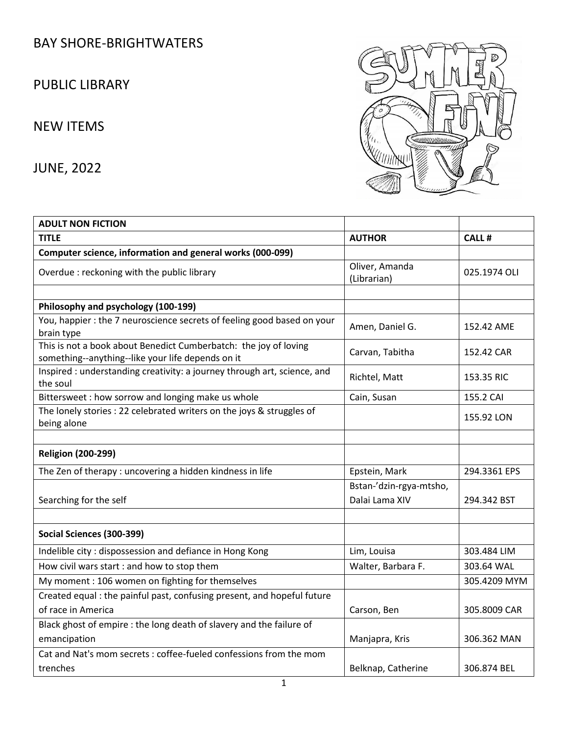# BAY SHORE-BRIGHTWATERS

# PUBLIC LIBRARY

# NEW ITEMS

# JUNE, 2022

| ADULT NON FICTION | | |
|---|---|---|
| **TITLE** | **AUTHOR** | **CALL #** |
| **Computer science, information and general works (000-099)** | | |
| Overdue : reckoning with the public library | Oliver, Amanda (Librarian) | 025.1974 OLI |
| | | |
| **Philosophy and psychology (100-199)** | | |
| You, happier : the 7 neuroscience secrets of feeling good based on your brain type | Amen, Daniel G. | 152.42 AME |
| This is not a book about Benedict Cumberbatch: the joy of loving something--anything--like your life depends on it | Carvan, Tabitha | 152.42 CAR |
| Inspired : understanding creativity: a journey through art, science, and the soul | Richtel, Matt | 153.35 RIC |
| Bittersweet : how sorrow and longing make us whole | Cain, Susan | 155.2 CAI |
| The lonely stories : 22 celebrated writers on the joys & struggles of being alone | | 155.92 LON |
| | | |
| **Religion (200-299)** | | |
| The Zen of therapy : uncovering a hidden kindness in life | Epstein, Mark | 294.3361 EPS |
| Searching for the self | Bstan-'dzin-rgya-mtsho, Dalai Lama XIV | 294.342 BST |
| | | |
| **Social Sciences (300-399)** | | |
| Indelible city : dispossession and defiance in Hong Kong | Lim, Louisa | 303.484 LIM |
| How civil wars start : and how to stop them | Walter, Barbara F. | 303.64 WAL |
| My moment : 106 women on fighting for themselves | | 305.4209 MYM |
| Created equal : the painful past, confusing present, and hopeful future of race in America | Carson, Ben | 305.8009 CAR |
| Black ghost of empire : the long death of slavery and the failure of emancipation | Manjapra, Kris | 306.362 MAN |
| Cat and Nat's mom secrets : coffee-fueled confessions from the mom trenches | Belknap, Catherine | 306.874 BEL |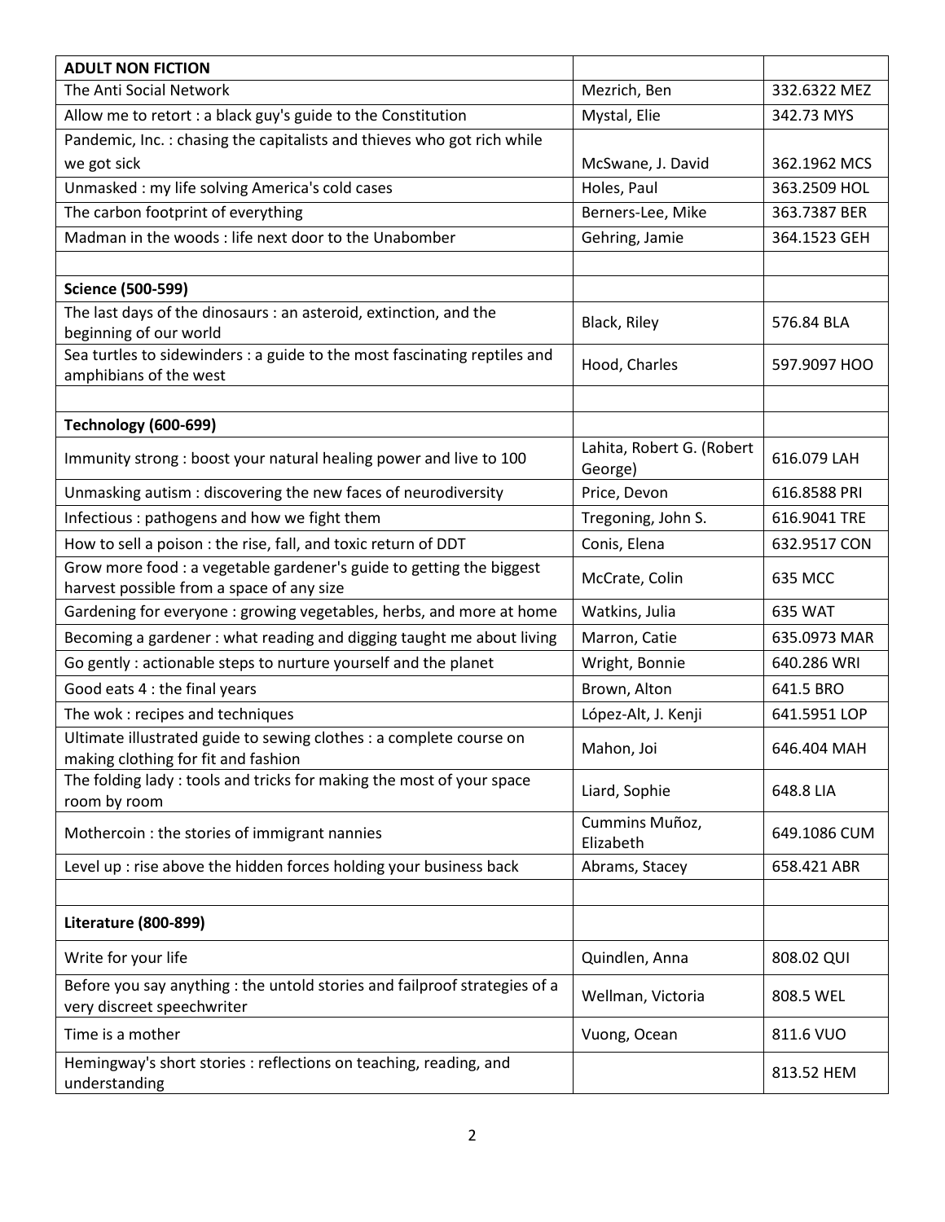| ADULT NON FICTION | | |
| --- | --- | --- |
| The Anti Social Network | Mezrich, Ben | 332.6322 MEZ |
| Allow me to retort : a black guy's guide to the Constitution | Mystal, Elie | 342.73 MYS |
| Pandemic, Inc. : chasing the capitalists and thieves who got rich while we got sick | McSwane, J. David | 362.1962 MCS |
| Unmasked : my life solving America's cold cases | Holes, Paul | 363.2509 HOL |
| The carbon footprint of everything | Berners-Lee, Mike | 363.7387 BER |
| Madman in the woods : life next door to the Unabomber | Gehring, Jamie | 364.1523 GEH |
| | | |
| **Science (500-599)** | | |
| The last days of the dinosaurs : an asteroid, extinction, and the beginning of our world | Black, Riley | 576.84 BLA |
| Sea turtles to sidewinders : a guide to the most fascinating reptiles and amphibians of the west | Hood, Charles | 597.9097 HOO |
| | | |
| **Technology (600-699)** | | |
| Immunity strong : boost your natural healing power and live to 100 | Lahita, Robert G. (Robert George) | 616.079 LAH |
| Unmasking autism : discovering the new faces of neurodiversity | Price, Devon | 616.8588 PRI |
| Infectious : pathogens and how we fight them | Tregoning, John S. | 616.9041 TRE |
| How to sell a poison : the rise, fall, and toxic return of DDT | Conis, Elena | 632.9517 CON |
| Grow more food : a vegetable gardener's guide to getting the biggest harvest possible from a space of any size | McCrate, Colin | 635 MCC |
| Gardening for everyone : growing vegetables, herbs, and more at home | Watkins, Julia | 635 WAT |
| Becoming a gardener : what reading and digging taught me about living | Marron, Catie | 635.0973 MAR |
| Go gently : actionable steps to nurture yourself and the planet | Wright, Bonnie | 640.286 WRI |
| Good eats 4 : the final years | Brown, Alton | 641.5 BRO |
| The wok : recipes and techniques | López-Alt, J. Kenji | 641.5951 LOP |
| Ultimate illustrated guide to sewing clothes : a complete course on making clothing for fit and fashion | Mahon, Joi | 646.404 MAH |
| The folding lady : tools and tricks for making the most of your space room by room | Liard, Sophie | 648.8 LIA |
| Mothercoin : the stories of immigrant nannies | Cummins Muñoz, Elizabeth | 649.1086 CUM |
| Level up : rise above the hidden forces holding your business back | Abrams, Stacey | 658.421 ABR |
| | | |
| **Literature (800-899)** | | |
| Write for your life | Quindlen, Anna | 808.02 QUI |
| Before you say anything : the untold stories and failproof strategies of a very discreet speechwriter | Wellman, Victoria | 808.5 WEL |
| Time is a mother | Vuong, Ocean | 811.6 VUO |
| Hemingway's short stories : reflections on teaching, reading, and understanding | | 813.52 HEM |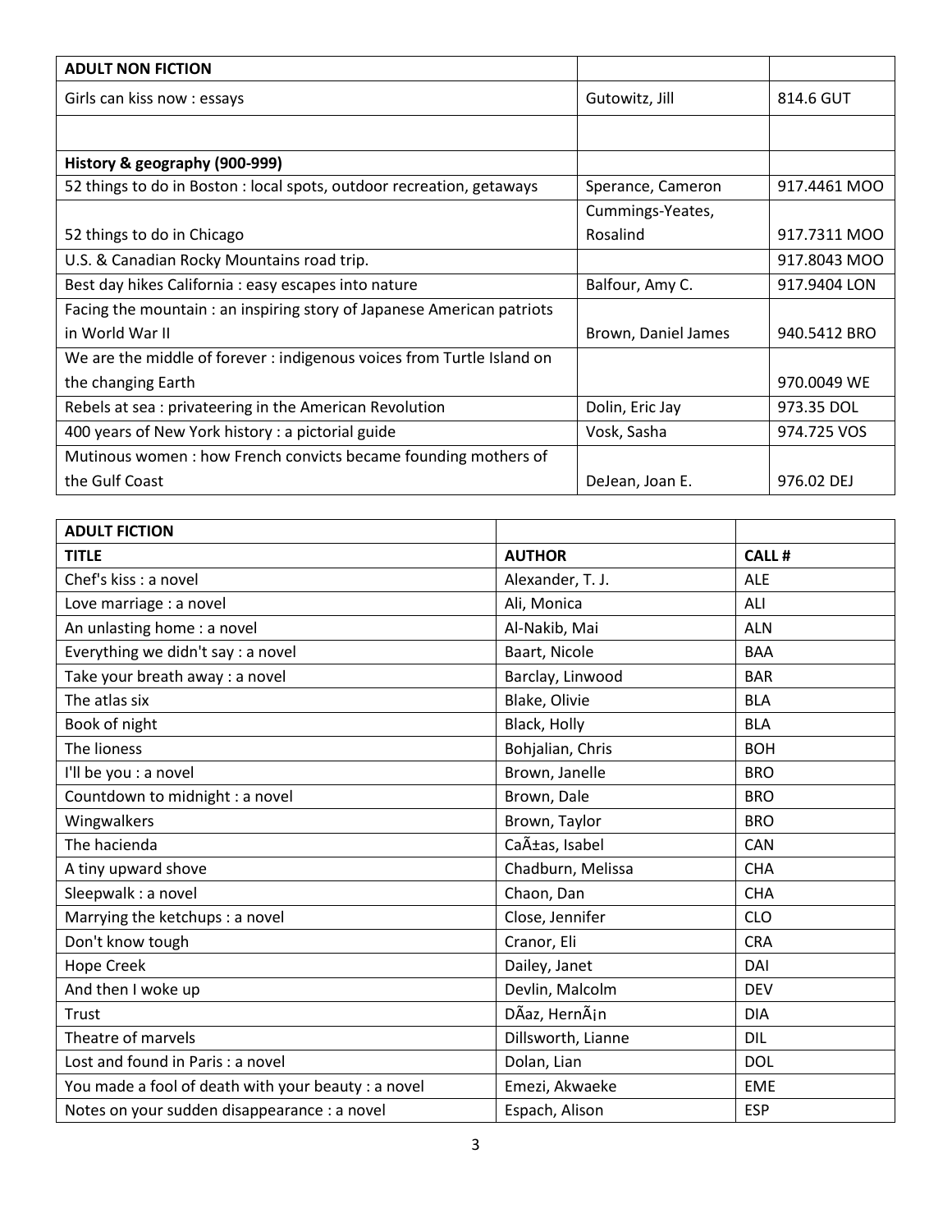| ADULT NON FICTION | | |
|---|---|---|
| Girls can kiss now : essays | Gutowitz, Jill | 814.6 GUT |
| | | |
| **History & geography (900-999)** | | |
| 52 things to do in Boston : local spots, outdoor recreation, getaways | Sperance, Cameron | 917.4461 MOO |
| 52 things to do in Chicago | Cummings-Yeates, Rosalind | 917.7311 MOO |
| U.S. & Canadian Rocky Mountains road trip. | | 917.8043 MOO |
| Best day hikes California : easy escapes into nature | Balfour, Amy C. | 917.9404 LON |
| Facing the mountain : an inspiring story of Japanese American patriots in World War II | Brown, Daniel James | 940.5412 BRO |
| We are the middle of forever : indigenous voices from Turtle Island on the changing Earth | | 970.0049 WE |
| Rebels at sea : privateering in the American Revolution | Dolin, Eric Jay | 973.35 DOL |
| 400 years of New York history : a pictorial guide | Vosk, Sasha | 974.725 VOS |
| Mutinous women : how French convicts became founding mothers of the Gulf Coast | DeJean, Joan E. | 976.02 DEJ |

| ADULT FICTION | | |
|---|---|---|
| **TITLE** | **AUTHOR** | **CALL #** |
| Chef's kiss : a novel | Alexander, T. J. | ALE |
| Love marriage : a novel | Ali, Monica | ALI |
| An unlasting home : a novel | Al-Nakib, Mai | ALN |
| Everything we didn't say : a novel | Baart, Nicole | BAA |
| Take your breath away : a novel | Barclay, Linwood | BAR |
| The atlas six | Blake, Olivie | BLA |
| Book of night | Black, Holly | BLA |
| The lioness | Bohjalian, Chris | BOH |
| I'll be you : a novel | Brown, Janelle | BRO |
| Countdown to midnight : a novel | Brown, Dale | BRO |
| Wingwalkers | Brown, Taylor | BRO |
| The hacienda | CaÃ±as, Isabel | CAN |
| A tiny upward shove | Chadburn, Melissa | CHA |
| Sleepwalk : a novel | Chaon, Dan | CHA |
| Marrying the ketchups : a novel | Close, Jennifer | CLO |
| Don't know tough | Cranor, Eli | CRA |
| Hope Creek | Dailey, Janet | DAI |
| And then I woke up | Devlin, Malcolm | DEV |
| Trust | DÃaz, HernÃ¡n | DIA |
| Theatre of marvels | Dillsworth, Lianne | DIL |
| Lost and found in Paris : a novel | Dolan, Lian | DOL |
| You made a fool of death with your beauty : a novel | Emezi, Akwaeke | EME |
| Notes on your sudden disappearance : a novel | Espach, Alison | ESP |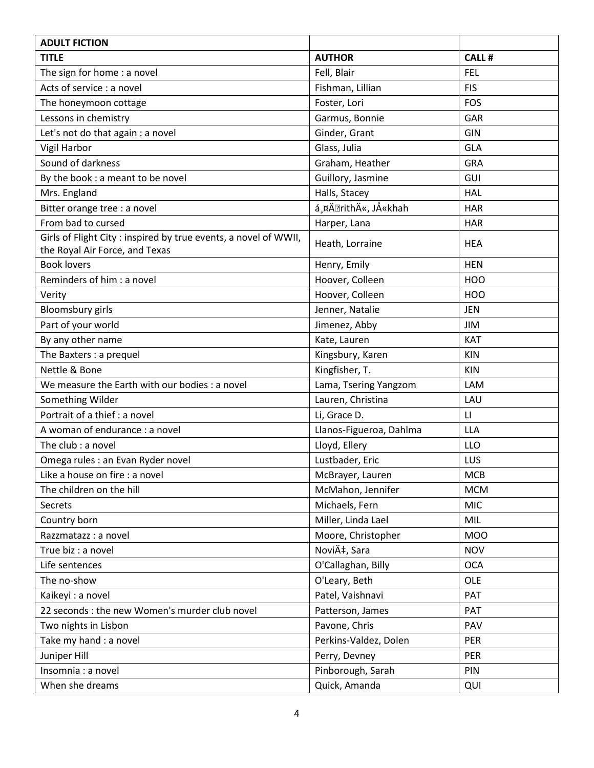| ADULT FICTION | | |
|---|---|---|
| **TITLE** | **AUTHOR** | **CALL #** |
| The sign for home : a novel | Fell, Blair | FEL |
| Acts of service : a novel | Fishman, Lillian | FIS |
| The honeymoon cottage | Foster, Lori | FOS |
| Lessons in chemistry | Garmus, Bonnie | GAR |
| Let's not do that again : a novel | Ginder, Grant | GIN |
| Vigil Harbor | Glass, Julia | GLA |
| Sound of darkness | Graham, Heather | GRA |
| By the book : a meant to be novel | Guillory, Jasmine | GUI |
| Mrs. England | Halls, Stacey | HAL |
| Bitter orange tree : a novel | á¸¤Ä◻rithÄ«, JÅ«khah | HAR |
| From bad to cursed | Harper, Lana | HAR |
| Girls of Flight City : inspired by true events, a novel of WWII, the Royal Air Force, and Texas | Heath, Lorraine | HEA |
| Book lovers | Henry, Emily | HEN |
| Reminders of him : a novel | Hoover, Colleen | HOO |
| Verity | Hoover, Colleen | HOO |
| Bloomsbury girls | Jenner, Natalie | JEN |
| Part of your world | Jimenez, Abby | JIM |
| By any other name | Kate, Lauren | KAT |
| The Baxters : a prequel | Kingsbury, Karen | KIN |
| Nettle & Bone | Kingfisher, T. | KIN |
| We measure the Earth with our bodies : a novel | Lama, Tsering Yangzom | LAM |
| Something Wilder | Lauren, Christina | LAU |
| Portrait of a thief : a novel | Li, Grace D. | LI |
| A woman of endurance : a novel | Llanos-Figueroa, Dahlma | LLA |
| The club : a novel | Lloyd, Ellery | LLO |
| Omega rules : an Evan Ryder novel | Lustbader, Eric | LUS |
| Like a house on fire : a novel | McBrayer, Lauren | MCB |
| The children on the hill | McMahon, Jennifer | MCM |
| Secrets | Michaels, Fern | MIC |
| Country born | Miller, Linda Lael | MIL |
| Razzmatazz : a novel | Moore, Christopher | MOO |
| True biz : a novel | NoviÄ‡, Sara | NOV |
| Life sentences | O'Callaghan, Billy | OCA |
| The no-show | O'Leary, Beth | OLE |
| Kaikeyi : a novel | Patel, Vaishnavi | PAT |
| 22 seconds : the new Women's murder club novel | Patterson, James | PAT |
| Two nights in Lisbon | Pavone, Chris | PAV |
| Take my hand : a novel | Perkins-Valdez, Dolen | PER |
| Juniper Hill | Perry, Devney | PER |
| Insomnia : a novel | Pinborough, Sarah | PIN |
| When she dreams | Quick, Amanda | QUI |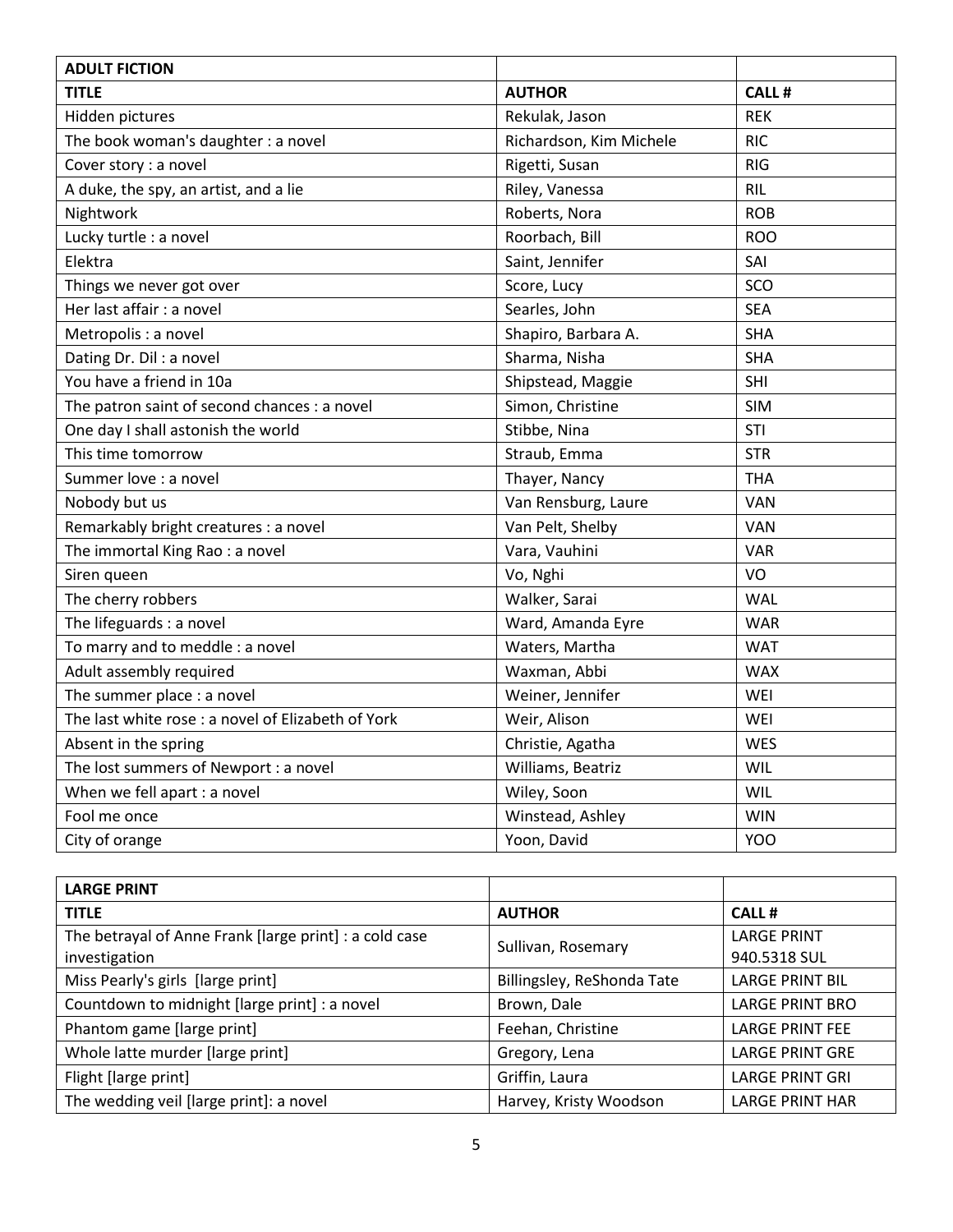| ADULT FICTION | | |
|---|---|---|
| **TITLE** | **AUTHOR** | **CALL #** |
| Hidden pictures | Rekulak, Jason | REK |
| The book woman's daughter : a novel | Richardson, Kim Michele | RIC |
| Cover story : a novel | Rigetti, Susan | RIG |
| A duke, the spy, an artist, and a lie | Riley, Vanessa | RIL |
| Nightwork | Roberts, Nora | ROB |
| Lucky turtle : a novel | Roorbach, Bill | ROO |
| Elektra | Saint, Jennifer | SAI |
| Things we never got over | Score, Lucy | SCO |
| Her last affair : a novel | Searles, John | SEA |
| Metropolis : a novel | Shapiro, Barbara A. | SHA |
| Dating Dr. Dil : a novel | Sharma, Nisha | SHA |
| You have a friend in 10a | Shipstead, Maggie | SHI |
| The patron saint of second chances : a novel | Simon, Christine | SIM |
| One day I shall astonish the world | Stibbe, Nina | STI |
| This time tomorrow | Straub, Emma | STR |
| Summer love : a novel | Thayer, Nancy | THA |
| Nobody but us | Van Rensburg, Laure | VAN |
| Remarkably bright creatures : a novel | Van Pelt, Shelby | VAN |
| The immortal King Rao : a novel | Vara, Vauhini | VAR |
| Siren queen | Vo, Nghi | VO |
| The cherry robbers | Walker, Sarai | WAL |
| The lifeguards : a novel | Ward, Amanda Eyre | WAR |
| To marry and to meddle : a novel | Waters, Martha | WAT |
| Adult assembly required | Waxman, Abbi | WAX |
| The summer place : a novel | Weiner, Jennifer | WEI |
| The last white rose : a novel of Elizabeth of York | Weir, Alison | WEI |
| Absent in the spring | Christie, Agatha | WES |
| The lost summers of Newport : a novel | Williams, Beatriz | WIL |
| When we fell apart : a novel | Wiley, Soon | WIL |
| Fool me once | Winstead, Ashley | WIN |
| City of orange | Yoon, David | YOO |

| LARGE PRINT | | |
|---|---|---|
| **TITLE** | **AUTHOR** | **CALL #** |
| The betrayal of Anne Frank [large print] : a cold case investigation | Sullivan, Rosemary | LARGE PRINT 940.5318 SUL |
| Miss Pearly's girls [large print] | Billingsley, ReShonda Tate | LARGE PRINT BIL |
| Countdown to midnight [large print] : a novel | Brown, Dale | LARGE PRINT BRO |
| Phantom game [large print] | Feehan, Christine | LARGE PRINT FEE |
| Whole latte murder [large print] | Gregory, Lena | LARGE PRINT GRE |
| Flight [large print] | Griffin, Laura | LARGE PRINT GRI |
| The wedding veil [large print]: a novel | Harvey, Kristy Woodson | LARGE PRINT HAR |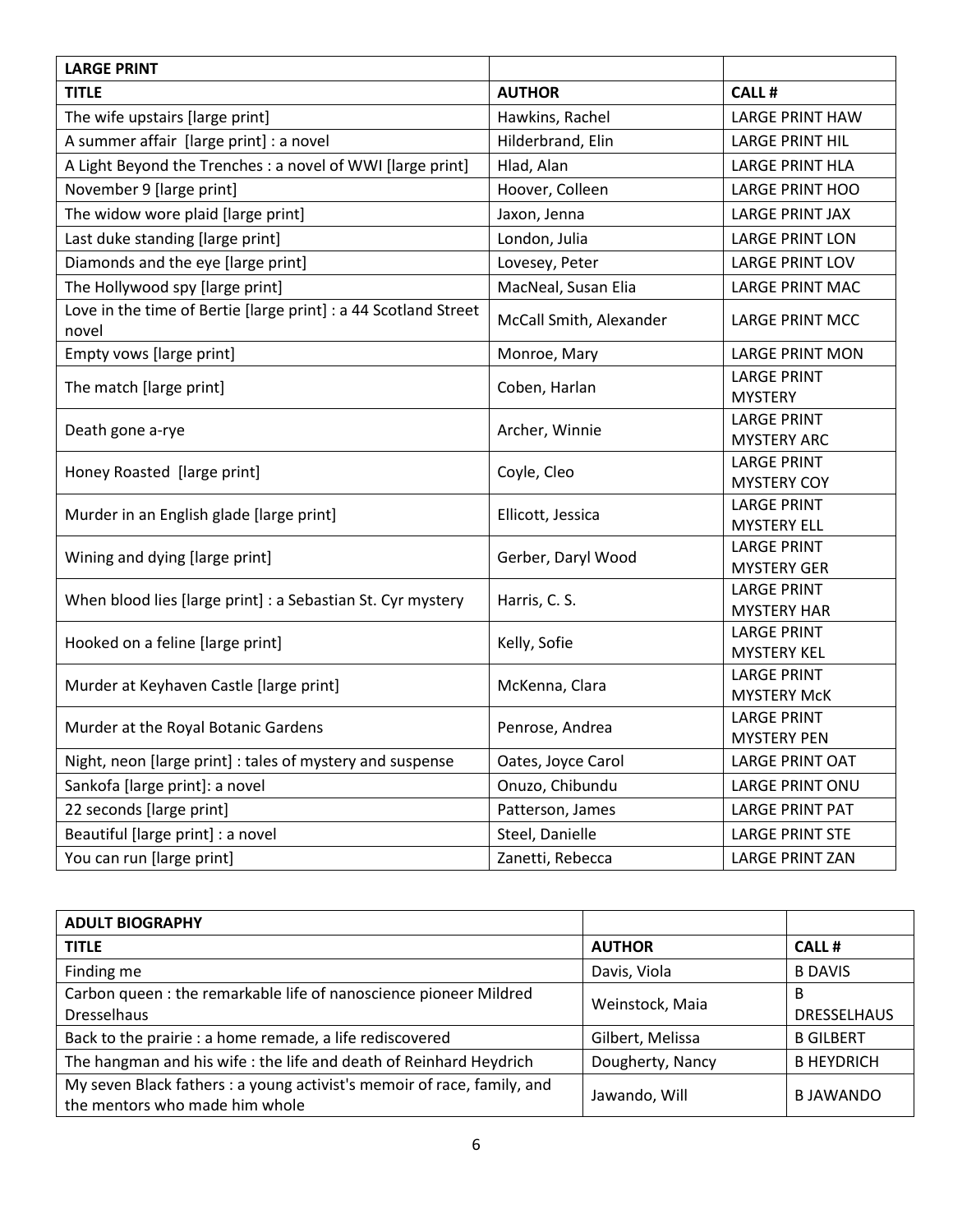| LARGE PRINT | | |
|---|---|---|
| **TITLE** | **AUTHOR** | **CALL #** |
| The wife upstairs [large print] | Hawkins, Rachel | LARGE PRINT HAW |
| A summer affair [large print] : a novel | Hilderbrand, Elin | LARGE PRINT HIL |
| A Light Beyond the Trenches : a novel of WWI [large print] | Hlad, Alan | LARGE PRINT HLA |
| November 9 [large print] | Hoover, Colleen | LARGE PRINT HOO |
| The widow wore plaid [large print] | Jaxon, Jenna | LARGE PRINT JAX |
| Last duke standing [large print] | London, Julia | LARGE PRINT LON |
| Diamonds and the eye [large print] | Lovesey, Peter | LARGE PRINT LOV |
| The Hollywood spy [large print] | MacNeal, Susan Elia | LARGE PRINT MAC |
| Love in the time of Bertie [large print] : a 44 Scotland Street novel | McCall Smith, Alexander | LARGE PRINT MCC |
| Empty vows [large print] | Monroe, Mary | LARGE PRINT MON |
| The match [large print] | Coben, Harlan | LARGE PRINT MYSTERY |
| Death gone a-rye | Archer, Winnie | LARGE PRINT MYSTERY ARC |
| Honey Roasted [large print] | Coyle, Cleo | LARGE PRINT MYSTERY COY |
| Murder in an English glade [large print] | Ellicott, Jessica | LARGE PRINT MYSTERY ELL |
| Wining and dying [large print] | Gerber, Daryl Wood | LARGE PRINT MYSTERY GER |
| When blood lies [large print] : a Sebastian St. Cyr mystery | Harris, C. S. | LARGE PRINT MYSTERY HAR |
| Hooked on a feline [large print] | Kelly, Sofie | LARGE PRINT MYSTERY KEL |
| Murder at Keyhaven Castle [large print] | McKenna, Clara | LARGE PRINT MYSTERY McK |
| Murder at the Royal Botanic Gardens | Penrose, Andrea | LARGE PRINT MYSTERY PEN |
| Night, neon [large print] : tales of mystery and suspense | Oates, Joyce Carol | LARGE PRINT OAT |
| Sankofa [large print]: a novel | Onuzo, Chibundu | LARGE PRINT ONU |
| 22 seconds [large print] | Patterson, James | LARGE PRINT PAT |
| Beautiful [large print] : a novel | Steel, Danielle | LARGE PRINT STE |
| You can run [large print] | Zanetti, Rebecca | LARGE PRINT ZAN |

| ADULT BIOGRAPHY | | |
|---|---|---|
| **TITLE** | **AUTHOR** | **CALL #** |
| Finding me | Davis, Viola | B DAVIS |
| Carbon queen : the remarkable life of nanoscience pioneer Mildred Dresselhaus | Weinstock, Maia | B DRESSELHAUS |
| Back to the prairie : a home remade, a life rediscovered | Gilbert, Melissa | B GILBERT |
| The hangman and his wife : the life and death of Reinhard Heydrich | Dougherty, Nancy | B HEYDRICH |
| My seven Black fathers : a young activist's memoir of race, family, and the mentors who made him whole | Jawando, Will | B JAWANDO |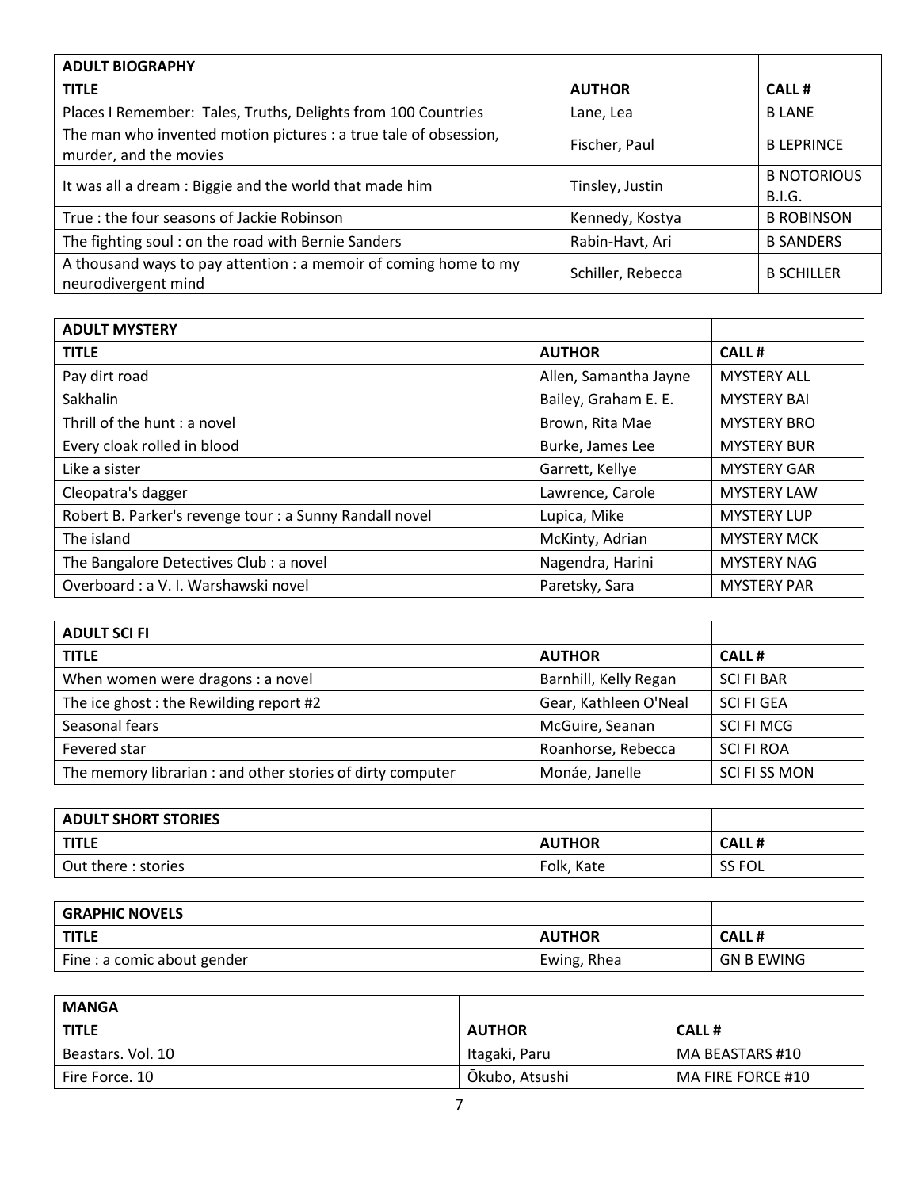| ADULT BIOGRAPHY | | |
|---|---|---|
| **TITLE** | **AUTHOR** | **CALL #** |
| Places I Remember: Tales, Truths, Delights from 100 Countries | Lane, Lea | B LANE |
| The man who invented motion pictures : a true tale of obsession, murder, and the movies | Fischer, Paul | B LEPRINCE |
| It was all a dream : Biggie and the world that made him | Tinsley, Justin | B NOTORIOUS B.I.G. |
| True : the four seasons of Jackie Robinson | Kennedy, Kostya | B ROBINSON |
| The fighting soul : on the road with Bernie Sanders | Rabin-Havt, Ari | B SANDERS |
| A thousand ways to pay attention : a memoir of coming home to my neurodivergent mind | Schiller, Rebecca | B SCHILLER |

| ADULT MYSTERY | | |
|---|---|---|
| **TITLE** | **AUTHOR** | **CALL #** |
| Pay dirt road | Allen, Samantha Jayne | MYSTERY ALL |
| Sakhalin | Bailey, Graham E. E. | MYSTERY BAI |
| Thrill of the hunt : a novel | Brown, Rita Mae | MYSTERY BRO |
| Every cloak rolled in blood | Burke, James Lee | MYSTERY BUR |
| Like a sister | Garrett, Kellye | MYSTERY GAR |
| Cleopatra's dagger | Lawrence, Carole | MYSTERY LAW |
| Robert B. Parker's revenge tour : a Sunny Randall novel | Lupica, Mike | MYSTERY LUP |
| The island | McKinty, Adrian | MYSTERY MCK |
| The Bangalore Detectives Club : a novel | Nagendra, Harini | MYSTERY NAG |
| Overboard : a V. I. Warshawski novel | Paretsky, Sara | MYSTERY PAR |

| ADULT SCI FI | | |
|---|---|---|
| **TITLE** | **AUTHOR** | **CALL #** |
| When women were dragons : a novel | Barnhill, Kelly Regan | SCI FI BAR |
| The ice ghost : the Rewilding report #2 | Gear, Kathleen O'Neal | SCI FI GEA |
| Seasonal fears | McGuire, Seanan | SCI FI MCG |
| Fevered star | Roanhorse, Rebecca | SCI FI ROA |
| The memory librarian : and other stories of dirty computer | Monáe, Janelle | SCI FI SS MON |

| ADULT SHORT STORIES | | |
|---|---|---|
| **TITLE** | **AUTHOR** | **CALL #** |
| Out there : stories | Folk, Kate | SS FOL |

| GRAPHIC NOVELS | | |
|---|---|---|
| **TITLE** | **AUTHOR** | **CALL #** |
| Fine : a comic about gender | Ewing, Rhea | GN B EWING |

| MANGA | | |
|---|---|---|
| **TITLE** | **AUTHOR** | **CALL #** |
| Beastars. Vol. 10 | Itagaki, Paru | MA BEASTARS #10 |
| Fire Force. 10 | Ōkubo, Atsushi | MA FIRE FORCE #10 |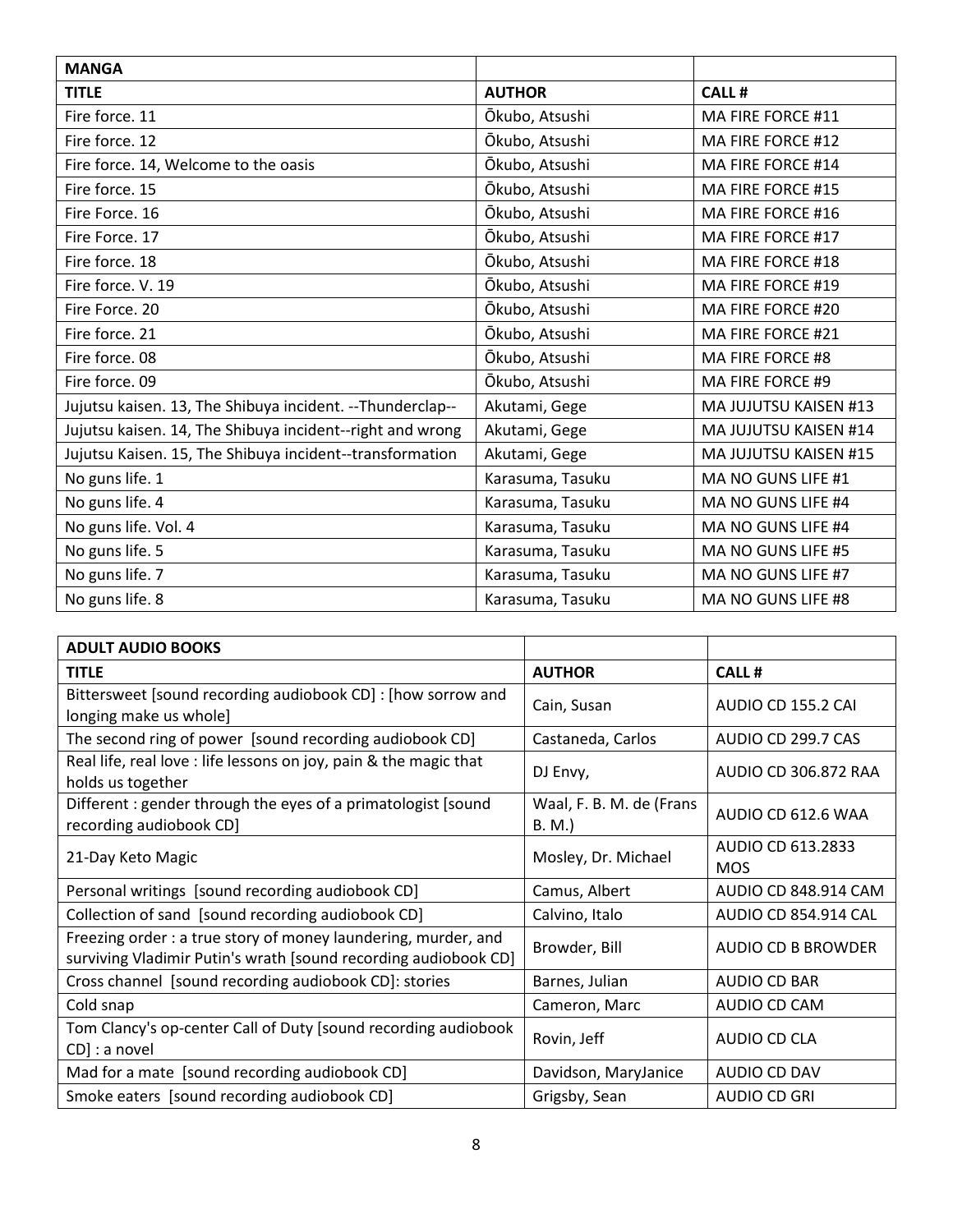| MANGA | | |
|---|---|---|
| **TITLE** | **AUTHOR** | **CALL #** |
| Fire force. 11 | Ōkubo, Atsushi | MA FIRE FORCE #11 |
| Fire force. 12 | Ōkubo, Atsushi | MA FIRE FORCE #12 |
| Fire force. 14, Welcome to the oasis | Ōkubo, Atsushi | MA FIRE FORCE #14 |
| Fire force. 15 | Ōkubo, Atsushi | MA FIRE FORCE #15 |
| Fire Force. 16 | Ōkubo, Atsushi | MA FIRE FORCE #16 |
| Fire Force. 17 | Ōkubo, Atsushi | MA FIRE FORCE #17 |
| Fire force. 18 | Ōkubo, Atsushi | MA FIRE FORCE #18 |
| Fire force. V. 19 | Ōkubo, Atsushi | MA FIRE FORCE #19 |
| Fire Force. 20 | Ōkubo, Atsushi | MA FIRE FORCE #20 |
| Fire force. 21 | Ōkubo, Atsushi | MA FIRE FORCE #21 |
| Fire force. 08 | Ōkubo, Atsushi | MA FIRE FORCE #8 |
| Fire force. 09 | Ōkubo, Atsushi | MA FIRE FORCE #9 |
| Jujutsu kaisen. 13, The Shibuya incident. --Thunderclap-- | Akutami, Gege | MA JUJUTSU KAISEN #13 |
| Jujutsu kaisen. 14, The Shibuya incident--right and wrong | Akutami, Gege | MA JUJUTSU KAISEN #14 |
| Jujutsu Kaisen. 15, The Shibuya incident--transformation | Akutami, Gege | MA JUJUTSU KAISEN #15 |
| No guns life. 1 | Karasuma, Tasuku | MA NO GUNS LIFE #1 |
| No guns life. 4 | Karasuma, Tasuku | MA NO GUNS LIFE #4 |
| No guns life. Vol. 4 | Karasuma, Tasuku | MA NO GUNS LIFE #4 |
| No guns life. 5 | Karasuma, Tasuku | MA NO GUNS LIFE #5 |
| No guns life. 7 | Karasuma, Tasuku | MA NO GUNS LIFE #7 |
| No guns life. 8 | Karasuma, Tasuku | MA NO GUNS LIFE #8 |

| ADULT AUDIO BOOKS | | |
|---|---|---|
| **TITLE** | **AUTHOR** | **CALL #** |
| Bittersweet [sound recording audiobook CD] : [how sorrow and longing make us whole] | Cain, Susan | AUDIO CD 155.2 CAI |
| The second ring of power [sound recording audiobook CD] | Castaneda, Carlos | AUDIO CD 299.7 CAS |
| Real life, real love : life lessons on joy, pain & the magic that holds us together | DJ Envy, | AUDIO CD 306.872 RAA |
| Different : gender through the eyes of a primatologist [sound recording audiobook CD] | Waal, F. B. M. de (Frans B. M.) | AUDIO CD 612.6 WAA |
| 21-Day Keto Magic | Mosley, Dr. Michael | AUDIO CD 613.2833 MOS |
| Personal writings [sound recording audiobook CD] | Camus, Albert | AUDIO CD 848.914 CAM |
| Collection of sand [sound recording audiobook CD] | Calvino, Italo | AUDIO CD 854.914 CAL |
| Freezing order : a true story of money laundering, murder, and surviving Vladimir Putin's wrath [sound recording audiobook CD] | Browder, Bill | AUDIO CD B BROWDER |
| Cross channel [sound recording audiobook CD]: stories | Barnes, Julian | AUDIO CD BAR |
| Cold snap | Cameron, Marc | AUDIO CD CAM |
| Tom Clancy's op-center Call of Duty [sound recording audiobook CD] : a novel | Rovin, Jeff | AUDIO CD CLA |
| Mad for a mate [sound recording audiobook CD] | Davidson, MaryJanice | AUDIO CD DAV |
| Smoke eaters [sound recording audiobook CD] | Grigsby, Sean | AUDIO CD GRI |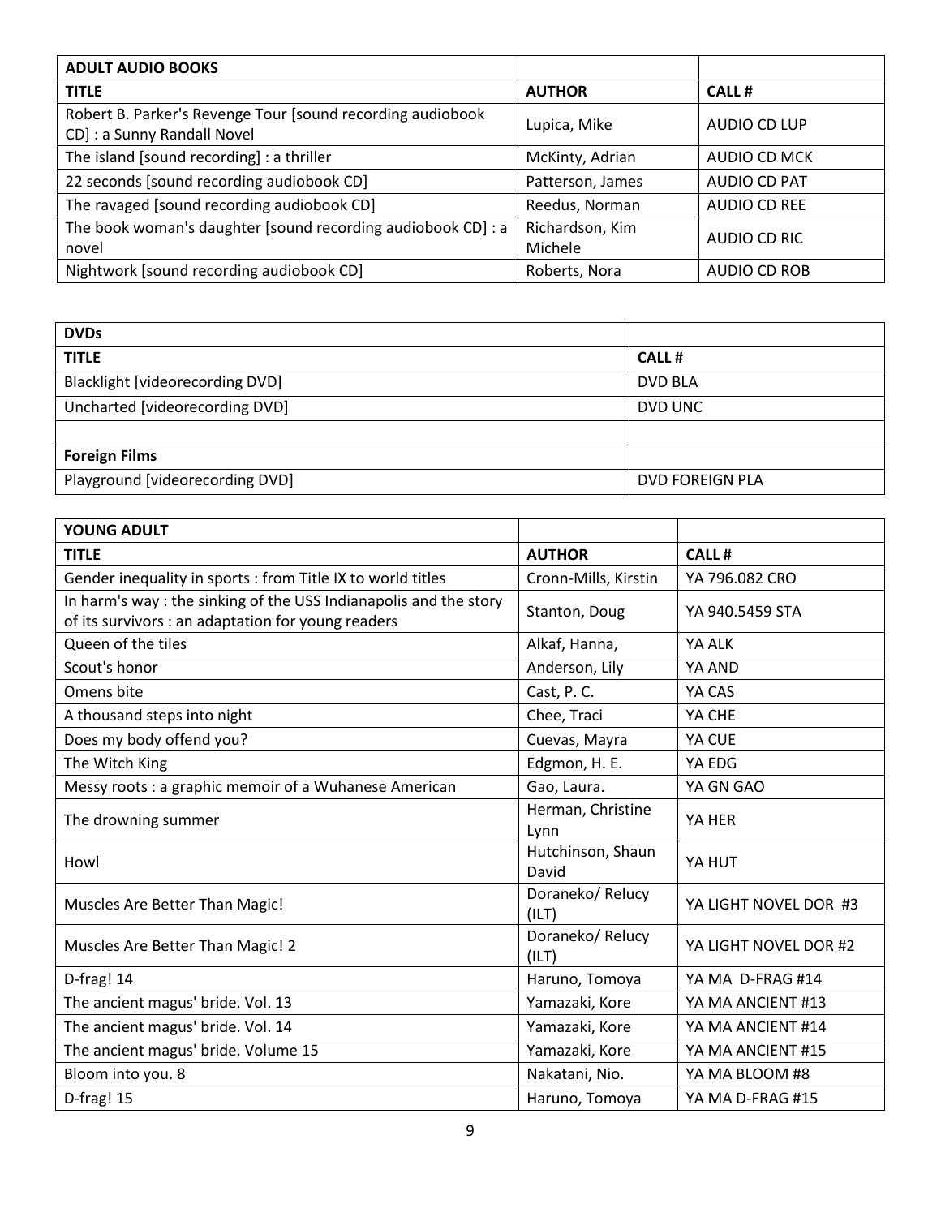| ADULT AUDIO BOOKS | | |
|---|---|---|
| **TITLE** | **AUTHOR** | **CALL #** |
| Robert B. Parker's Revenge Tour [sound recording audiobook CD] : a Sunny Randall Novel | Lupica, Mike | AUDIO CD LUP |
| The island [sound recording] : a thriller | McKinty, Adrian | AUDIO CD MCK |
| 22 seconds [sound recording audiobook CD] | Patterson, James | AUDIO CD PAT |
| The ravaged [sound recording audiobook CD] | Reedus, Norman | AUDIO CD REE |
| The book woman's daughter [sound recording audiobook CD] : a novel | Richardson, Kim Michele | AUDIO CD RIC |
| Nightwork [sound recording audiobook CD] | Roberts, Nora | AUDIO CD ROB |

| DVDs | |
|---|---|
| **TITLE** | **CALL #** |
| Blacklight [videorecording DVD] | DVD BLA |
| Uncharted [videorecording DVD] | DVD UNC |
| | |
| **Foreign Films** | |
| Playground [videorecording DVD] | DVD FOREIGN PLA |

| YOUNG ADULT | | |
|---|---|---|
| **TITLE** | **AUTHOR** | **CALL #** |
| Gender inequality in sports : from Title IX to world titles | Cronn-Mills, Kirstin | YA 796.082 CRO |
| In harm's way : the sinking of the USS Indianapolis and the story of its survivors : an adaptation for young readers | Stanton, Doug | YA 940.5459 STA |
| Queen of the tiles | Alkaf, Hanna, | YA ALK |
| Scout's honor | Anderson, Lily | YA AND |
| Omens bite | Cast, P. C. | YA CAS |
| A thousand steps into night | Chee, Traci | YA CHE |
| Does my body offend you? | Cuevas, Mayra | YA CUE |
| The Witch King | Edgmon, H. E. | YA EDG |
| Messy roots : a graphic memoir of a Wuhanese American | Gao, Laura. | YA GN GAO |
| The drowning summer | Herman, Christine Lynn | YA HER |
| Howl | Hutchinson, Shaun David | YA HUT |
| Muscles Are Better Than Magic! | Doraneko/ Relucy (ILT) | YA LIGHT NOVEL DOR #3 |
| Muscles Are Better Than Magic! 2 | Doraneko/ Relucy (ILT) | YA LIGHT NOVEL DOR #2 |
| D-frag! 14 | Haruno, Tomoya | YA MA D-FRAG #14 |
| The ancient magus' bride. Vol. 13 | Yamazaki, Kore | YA MA ANCIENT #13 |
| The ancient magus' bride. Vol. 14 | Yamazaki, Kore | YA MA ANCIENT #14 |
| The ancient magus' bride. Volume 15 | Yamazaki, Kore | YA MA ANCIENT #15 |
| Bloom into you. 8 | Nakatani, Nio. | YA MA BLOOM #8 |
| D-frag! 15 | Haruno, Tomoya | YA MA D-FRAG #15 |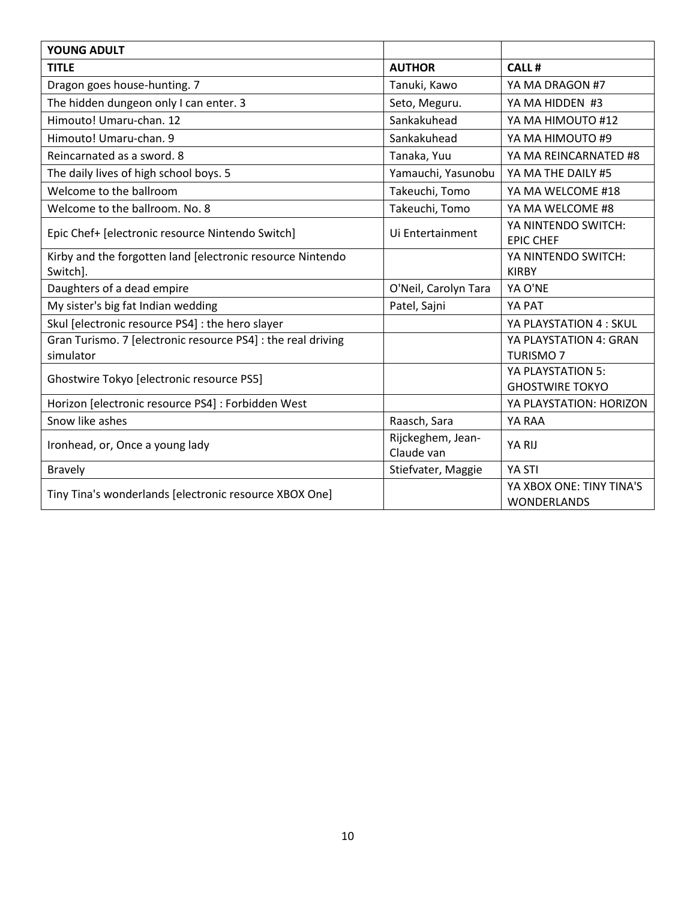| YOUNG ADULT | | |
|---|---|---|
| **TITLE** | **AUTHOR** | **CALL #** |
| Dragon goes house-hunting. 7 | Tanuki, Kawo | YA MA DRAGON #7 |
| The hidden dungeon only I can enter. 3 | Seto, Meguru. | YA MA HIDDEN #3 |
| Himouto! Umaru-chan. 12 | Sankakuhead | YA MA HIMOUTO #12 |
| Himouto! Umaru-chan. 9 | Sankakuhead | YA MA HIMOUTO #9 |
| Reincarnated as a sword. 8 | Tanaka, Yuu | YA MA REINCARNATED #8 |
| The daily lives of high school boys. 5 | Yamauchi, Yasunobu | YA MA THE DAILY #5 |
| Welcome to the ballroom | Takeuchi, Tomo | YA MA WELCOME #18 |
| Welcome to the ballroom. No. 8 | Takeuchi, Tomo | YA MA WELCOME #8 |
| Epic Chef+ [electronic resource Nintendo Switch] | Ui Entertainment | YA NINTENDO SWITCH: EPIC CHEF |
| Kirby and the forgotten land [electronic resource Nintendo Switch]. | | YA NINTENDO SWITCH: KIRBY |
| Daughters of a dead empire | O'Neil, Carolyn Tara | YA O'NE |
| My sister's big fat Indian wedding | Patel, Sajni | YA PAT |
| Skul [electronic resource PS4] : the hero slayer | | YA PLAYSTATION 4 : SKUL |
| Gran Turismo. 7 [electronic resource PS4] : the real driving simulator | | YA PLAYSTATION 4: GRAN TURISMO 7 |
| Ghostwire Tokyo [electronic resource PS5] | | YA PLAYSTATION 5: GHOSTWIRE TOKYO |
| Horizon [electronic resource PS4] : Forbidden West | | YA PLAYSTATION: HORIZON |
| Snow like ashes | Raasch, Sara | YA RAA |
| Ironhead, or, Once a young lady | Rijckeghem, Jean-Claude van | YA RIJ |
| Bravely | Stiefvater, Maggie | YA STI |
| Tiny Tina's wonderlands [electronic resource XBOX One] | | YA XBOX ONE: TINY TINA'S WONDERLANDS |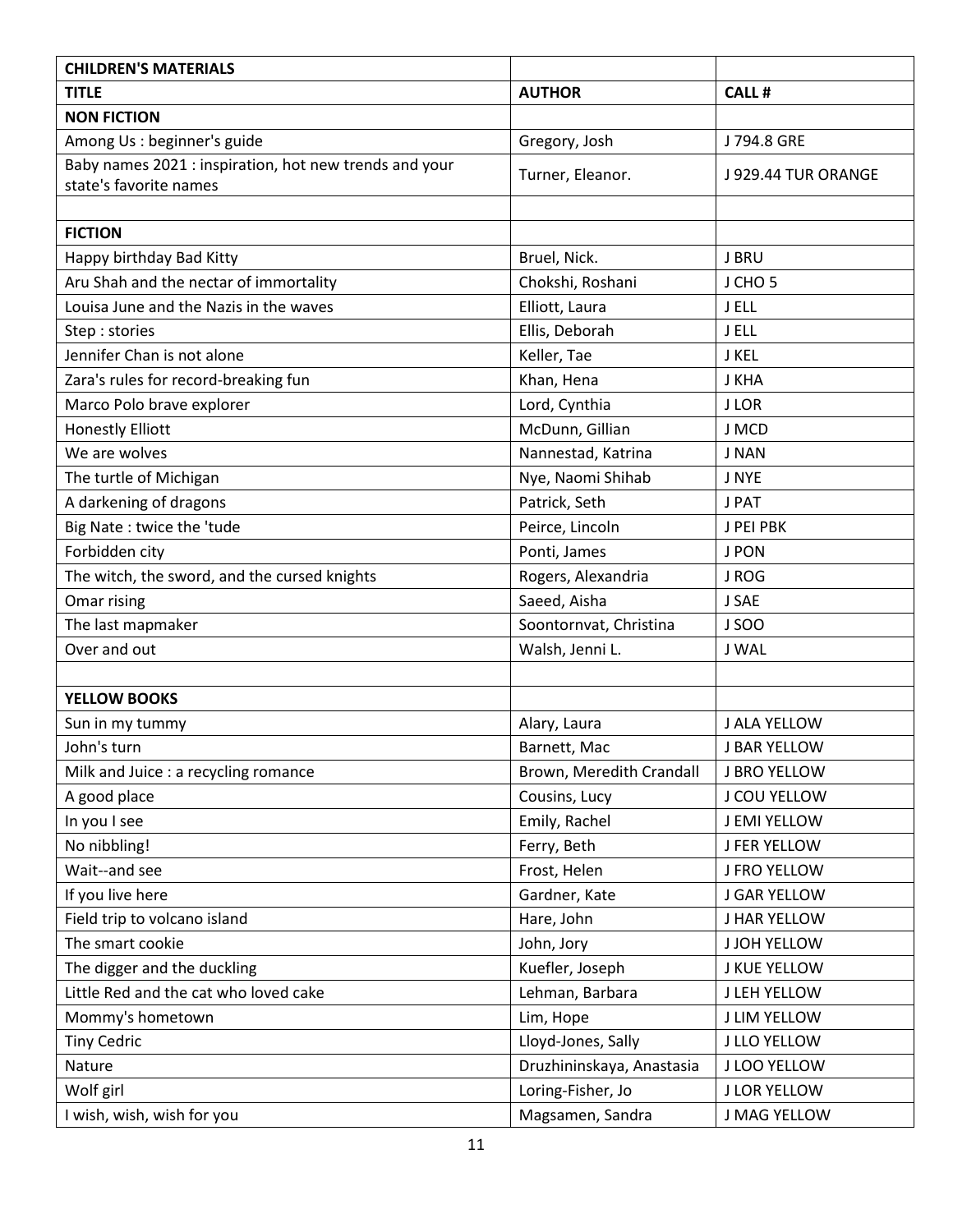| CHILDREN'S MATERIALS | | |
|---|---|---|
| **TITLE** | **AUTHOR** | **CALL #** |
| **NON FICTION** | | |
| Among Us : beginner's guide | Gregory, Josh | J 794.8 GRE |
| Baby names 2021 : inspiration, hot new trends and your state's favorite names | Turner, Eleanor. | J 929.44 TUR ORANGE |
| | | |
| **FICTION** | | |
| Happy birthday Bad Kitty | Bruel, Nick. | J BRU |
| Aru Shah and the nectar of immortality | Chokshi, Roshani | J CHO 5 |
| Louisa June and the Nazis in the waves | Elliott, Laura | J ELL |
| Step : stories | Ellis, Deborah | J ELL |
| Jennifer Chan is not alone | Keller, Tae | J KEL |
| Zara's rules for record-breaking fun | Khan, Hena | J KHA |
| Marco Polo brave explorer | Lord, Cynthia | J LOR |
| Honestly Elliott | McDunn, Gillian | J MCD |
| We are wolves | Nannestad, Katrina | J NAN |
| The turtle of Michigan | Nye, Naomi Shihab | J NYE |
| A darkening of dragons | Patrick, Seth | J PAT |
| Big Nate : twice the 'tude | Peirce, Lincoln | J PEI PBK |
| Forbidden city | Ponti, James | J PON |
| The witch, the sword, and the cursed knights | Rogers, Alexandria | J ROG |
| Omar rising | Saeed, Aisha | J SAE |
| The last mapmaker | Soontornvat, Christina | J SOO |
| Over and out | Walsh, Jenni L. | J WAL |
| | | |
| **YELLOW BOOKS** | | |
| Sun in my tummy | Alary, Laura | J ALA YELLOW |
| John's turn | Barnett, Mac | J BAR YELLOW |
| Milk and Juice : a recycling romance | Brown, Meredith Crandall | J BRO YELLOW |
| A good place | Cousins, Lucy | J COU YELLOW |
| In you I see | Emily, Rachel | J EMI YELLOW |
| No nibbling! | Ferry, Beth | J FER YELLOW |
| Wait--and see | Frost, Helen | J FRO YELLOW |
| If you live here | Gardner, Kate | J GAR YELLOW |
| Field trip to volcano island | Hare, John | J HAR YELLOW |
| The smart cookie | John, Jory | J JOH YELLOW |
| The digger and the duckling | Kuefler, Joseph | J KUE YELLOW |
| Little Red and the cat who loved cake | Lehman, Barbara | J LEH YELLOW |
| Mommy's hometown | Lim, Hope | J LIM YELLOW |
| Tiny Cedric | Lloyd-Jones, Sally | J LLO YELLOW |
| Nature | Druzhininskaya, Anastasia | J LOO YELLOW |
| Wolf girl | Loring-Fisher, Jo | J LOR YELLOW |
| I wish, wish, wish for you | Magsamen, Sandra | J MAG YELLOW |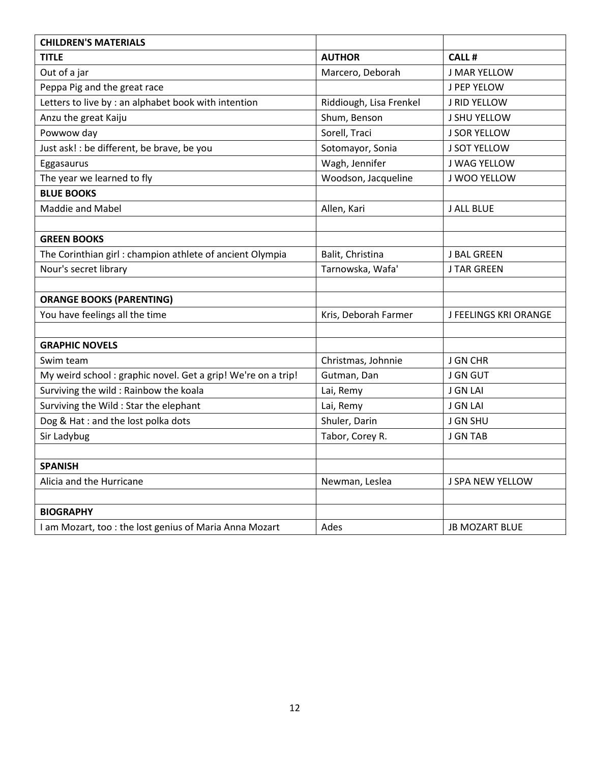| | | |
|---|---|---|
| **CHILDREN'S MATERIALS** | | |
| **TITLE** | **AUTHOR** | **CALL #** |
| Out of a jar | Marcero, Deborah | J MAR YELLOW |
| Peppa Pig and the great race | | J PEP YELOW |
| Letters to live by : an alphabet book with intention | Riddiough, Lisa Frenkel | J RID YELLOW |
| Anzu the great Kaiju | Shum, Benson | J SHU YELLOW |
| Powwow day | Sorell, Traci | J SOR YELLOW |
| Just ask! : be different, be brave, be you | Sotomayor, Sonia | J SOT YELLOW |
| Eggasaurus | Wagh, Jennifer | J WAG YELLOW |
| The year we learned to fly | Woodson, Jacqueline | J WOO YELLOW |
| **BLUE BOOKS** | | |
| Maddie and Mabel | Allen, Kari | J ALL BLUE |
| | | |
| **GREEN BOOKS** | | |
| The Corinthian girl : champion athlete of ancient Olympia | Balit, Christina | J BAL GREEN |
| Nour's secret library | Tarnowska, Wafa' | J TAR GREEN |
| | | |
| **ORANGE BOOKS (PARENTING)** | | |
| You have feelings all the time | Kris, Deborah Farmer | J FEELINGS KRI ORANGE |
| | | |
| **GRAPHIC NOVELS** | | |
| Swim team | Christmas, Johnnie | J GN CHR |
| My weird school : graphic novel. Get a grip! We're on a trip! | Gutman, Dan | J GN GUT |
| Surviving the wild : Rainbow the koala | Lai, Remy | J GN LAI |
| Surviving the Wild : Star the elephant | Lai, Remy | J GN LAI |
| Dog & Hat : and the lost polka dots | Shuler, Darin | J GN SHU |
| Sir Ladybug | Tabor, Corey R. | J GN TAB |
| | | |
| **SPANISH** | | |
| Alicia and the Hurricane | Newman, Leslea | J SPA NEW YELLOW |
| | | |
| **BIOGRAPHY** | | |
| I am Mozart, too : the lost genius of Maria Anna Mozart | Ades | JB MOZART BLUE |